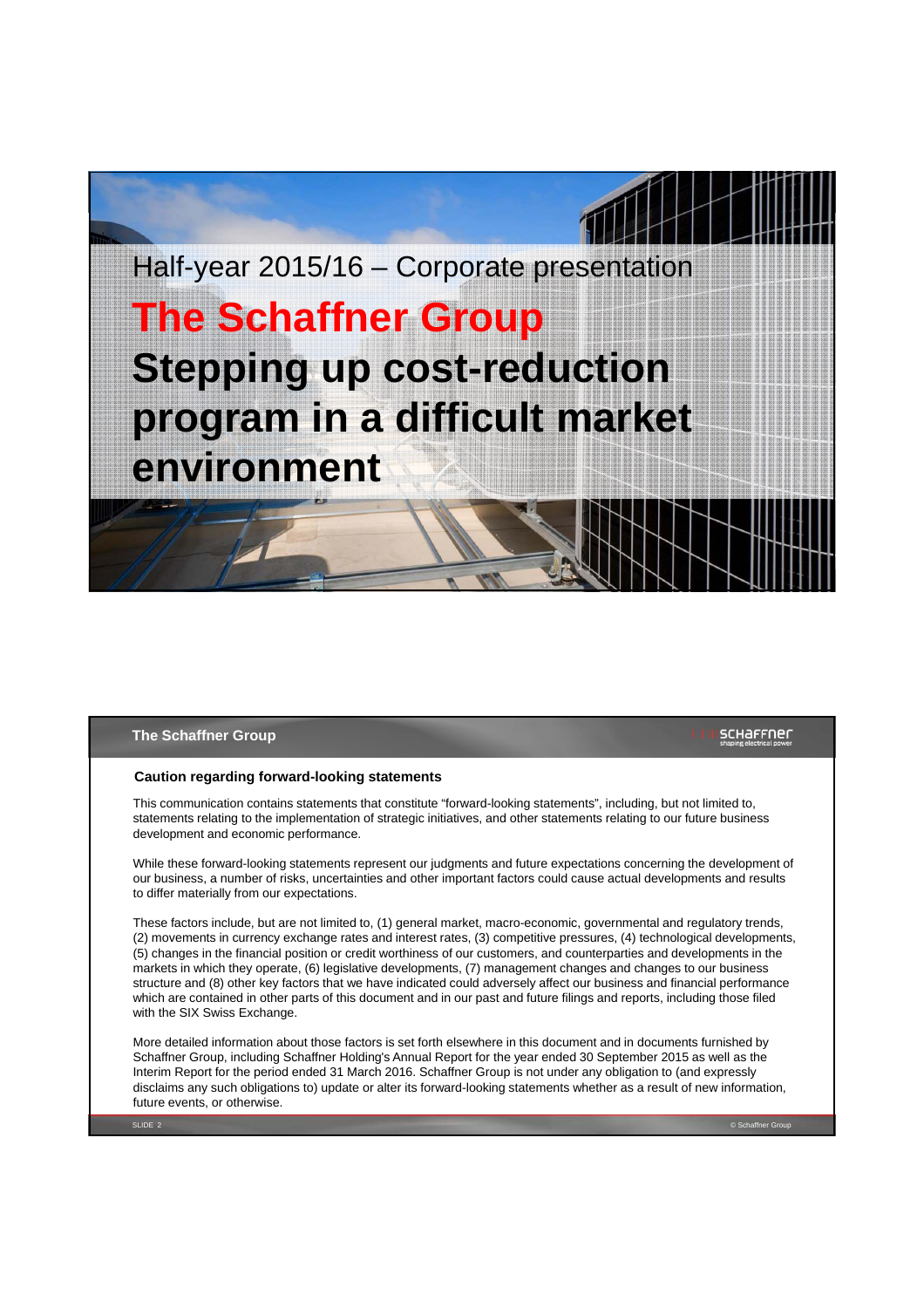Half-year 2015/16 – Corporate presentation

# The Schaffner Group

# Stepping up cost-reduction program in a difficult market environment

## The Schaffner Group

### Caution regarding forward-looking statements

This communication contains statements that constitute "forward-looking statements", including, but not limited to, statements relating to the implementation of strategic initiatives, and other statements relating to our future business development and economic performance.

While these forward-looking statements represent our judgments and future expectations concerning the development of our business, a number of risks, uncertainties and other important factors could cause actual developments and results to differ materially from our expectations.

These factors include, but are not limited to, (1) general market, macro-economic, governmental and regulatory trends, (2) movements in currency exchange rates and interest rates, (3) competitive pressures, (4) technological developments, (5) changes in the financial position or credit worthiness of our customers, and counterparties and developments in the markets in which they operate, (6) legislative developments, (7) management changes and changes to our business structure and (8) other key factors that we have indicated could adversely affect our business and financial performance which are contained in other parts of this document and in our past and future filings and reports, including those filed with the SIX Swiss Exchange.

More detailed information about those factors is set forth elsewhere in this document and in documents furnished by Schaffner Group, including Schaffner Holding's Annual Report for the year ended 30 September 2015 as well as the Interim Report for the period ended 31 March 2016. Schaffner Group is not under any obligation to (and expressly disclaims any such obligations to) update or alter its forward-looking statements whether as a result of new information, future events, or otherwise.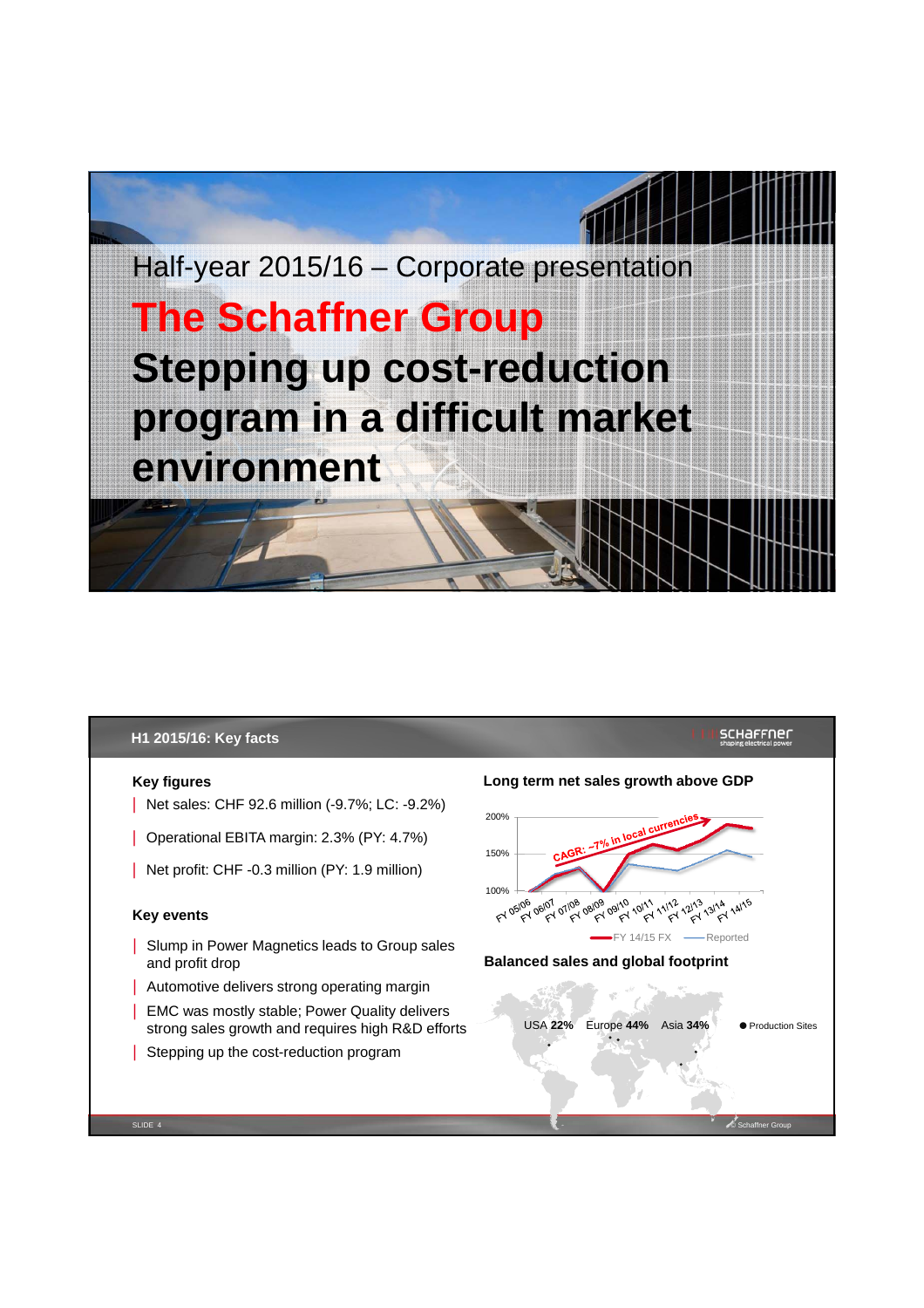# Half-year 2015/16 – Corporate presentation

# The Schaffner Group

# Stepping up cost-reduction program in a difficult market environment

## H1 2015/16: Key facts

### Key figures

- Net sales: CHF 92.6 million (-9.7%; LC: -9.2%)
- Operational EBITA margin: 2.3% (PY: 4.7%)
- Net profit: CHF -0.3 million (PY: 1.9 million)

### Key events

- Slump in Power Magnetics leads to Group sales and profit drop
- Automotive delivers strong operating margin
- EMC was mostly stable; Power Quality delivers strong sales growth and requires high R&D efforts
- Stepping up the cost-reduction program

### Long term net sales growth above GDP

CAGR: ~7% in local currencies

FY 05/06, FY 06/07, FY 07/08, FY 08/09, FY 09/10, FY 10/11, FY 11/12, FY 12/13, FY 13/14, FY 14/15

200%, 150%, 100%

FY 14/15 FX — Reported

### Balanced sales and global footprint

USA **22%** Europe **44%** Asia **34%**

● Production Sites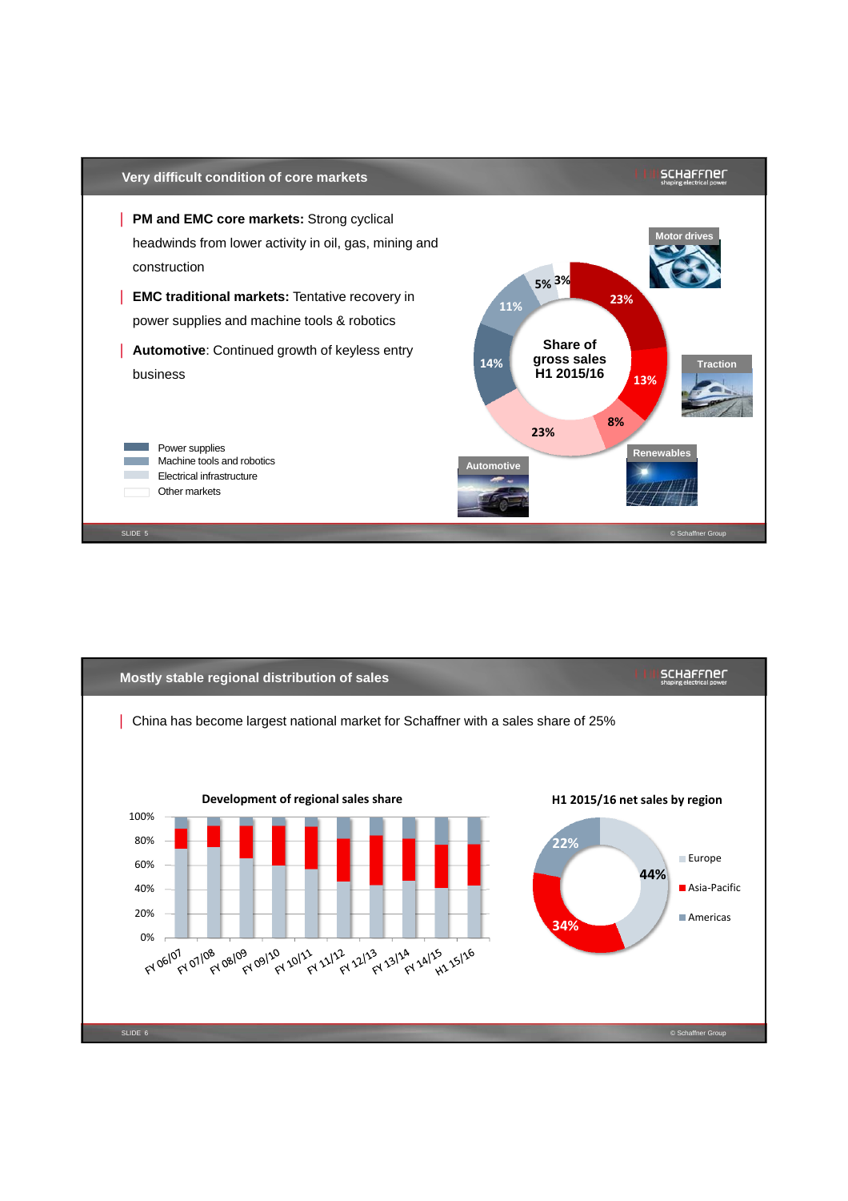## Very difficult condition of core markets

- **PM and EMC core markets:** Strong cyclical headwinds from lower activity in oil, gas, mining and construction
- **EMC traditional markets:** Tentative recovery in power supplies and machine tools & robotics
- **Automotive**: Continued growth of keyless entry business

**Share of gross sales H1 2015/16**

| Segment | Share |
|---|---|
| Motor drives | 23% |
| Traction | 13% |
| Renewables | 8% |
| Automotive | 23% |
| Power supplies | 14% |
| Machine tools and robotics | 11% |
| Electrical infrastructure | 5% |
| Other markets | 3% |

## Mostly stable regional distribution of sales

- China has become largest national market for Schaffner with a sales share of 25%

**Development of regional sales share**

(FY 06/07, FY 07/08, FY 08/09, FY 09/10, FY 10/11, FY 11/12, FY 12/13, FY 13/14, FY 14/15, H1 15/16)

**H1 2015/16 net sales by region**

| Region | Share |
|---|---|
| Europe | 44% |
| Asia-Pacific | 34% |
| Americas | 22% |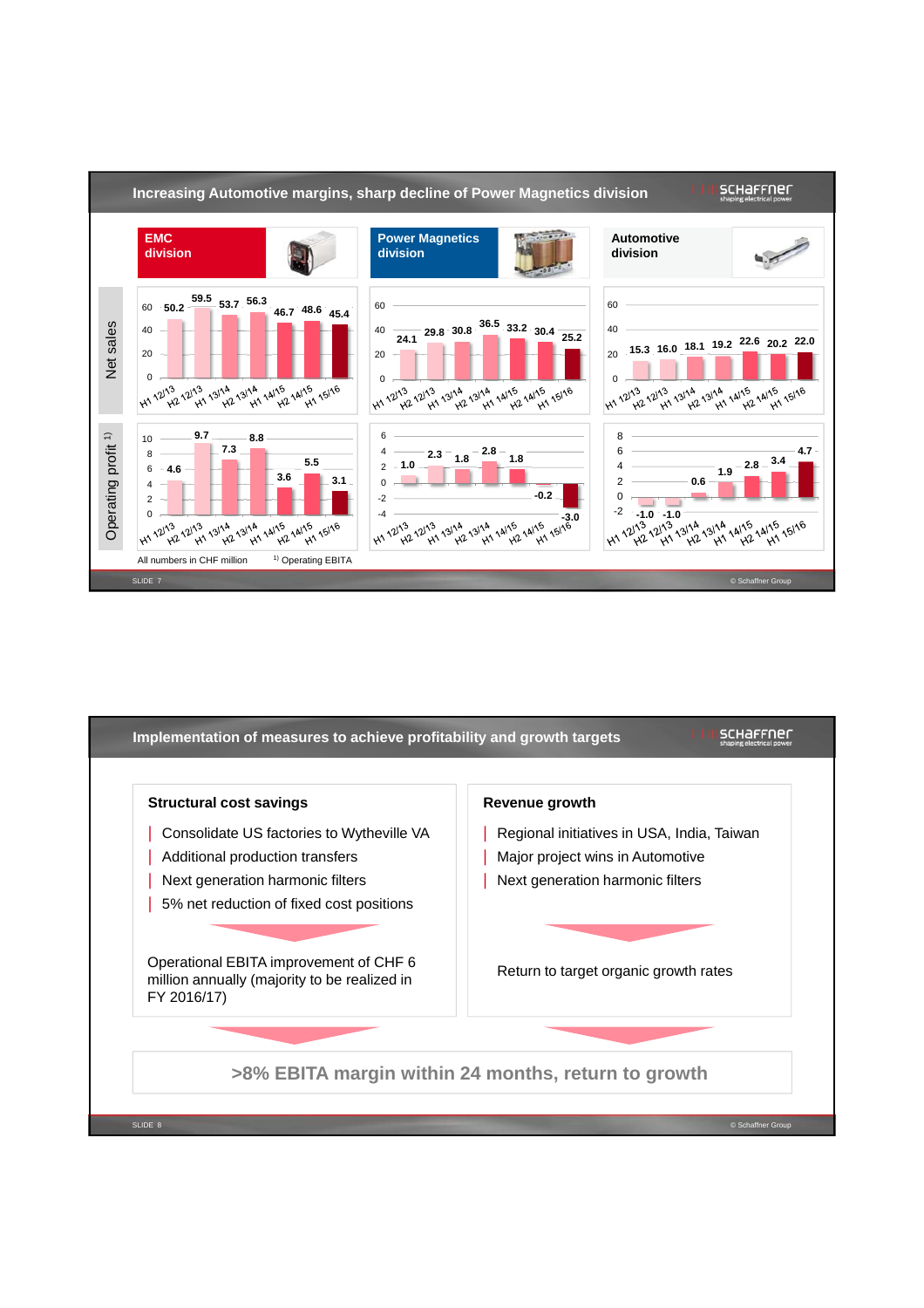## Increasing Automotive margins, sharp decline of Power Magnetics division

**Net sales** (All numbers in CHF million)

| Division | H1 12/13 | H2 12/13 | H1 13/14 | H2 13/14 | H1 14/15 | H2 14/15 | H1 15/16 |
|---|---|---|---|---|---|---|---|
| EMC division | 50.2 | 59.5 | 53.7 | 56.3 | 46.7 | 48.6 | 45.4 |
| Power Magnetics division | 24.1 | 29.8 | 30.8 | 36.5 | 33.2 | 30.4 | 25.2 |
| Automotive division | 15.3 | 16.0 | 18.1 | 19.2 | 22.6 | 20.2 | 22.0 |

**Operating profit** [1]

| Division | H1 12/13 | H2 12/13 | H1 13/14 | H2 13/14 | H1 14/15 | H2 14/15 | H1 15/16 |
|---|---|---|---|---|---|---|---|
| EMC division | 4.6 | 9.7 | 7.3 | 8.8 | 3.6 | 5.5 | 3.1 |
| Power Magnetics division | 1.0 | 2.3 | 1.8 | 2.8 | 1.8 | -0.2 | -3.0 |
| Automotive division | -1.0 | -1.0 | 0.6 | 1.9 | 2.8 | 3.4 | 4.7 |

All numbers in CHF million

[1] Operating EBITA

## Implementation of measures to achieve profitability and growth targets

### Structural cost savings

- Consolidate US factories to Wytheville VA
- Additional production transfers
- Next generation harmonic filters
- 5% net reduction of fixed cost positions

Operational EBITA improvement of CHF 6 million annually (majority to be realized in FY 2016/17)

### Revenue growth

- Regional initiatives in USA, India, Taiwan
- Major project wins in Automotive
- Next generation harmonic filters

Return to target organic growth rates

**>8% EBITA margin within 24 months, return to growth**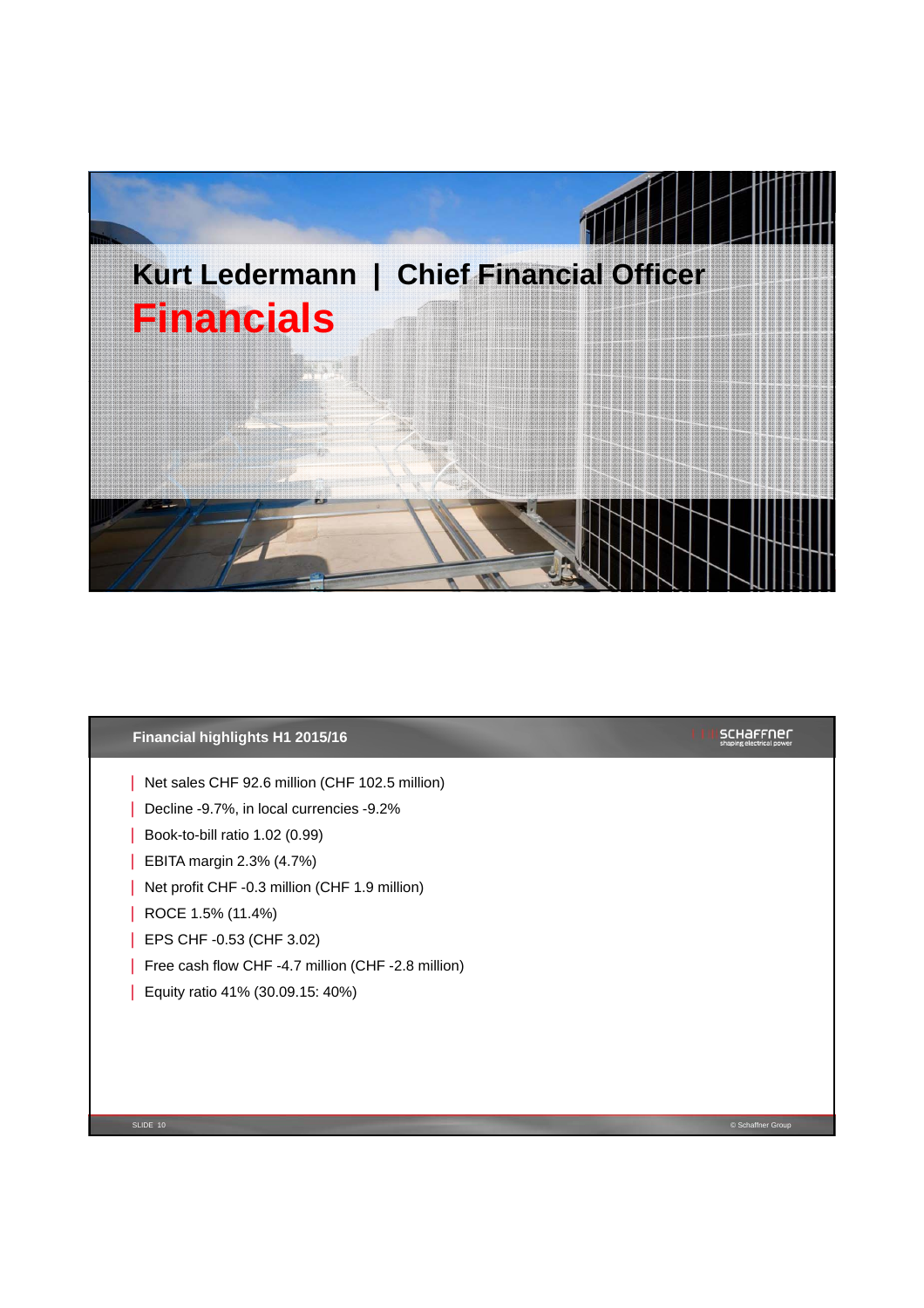# Kurt Ledermann | Chief Financial Officer

# Financials

## Financial highlights H1 2015/16

- Net sales CHF 92.6 million (CHF 102.5 million)
- Decline -9.7%, in local currencies -9.2%
- Book-to-bill ratio 1.02 (0.99)
- EBITA margin 2.3% (4.7%)
- Net profit CHF -0.3 million (CHF 1.9 million)
- ROCE 1.5% (11.4%)
- EPS CHF -0.53 (CHF 3.02)
- Free cash flow CHF -4.7 million (CHF -2.8 million)
- Equity ratio 41% (30.09.15: 40%)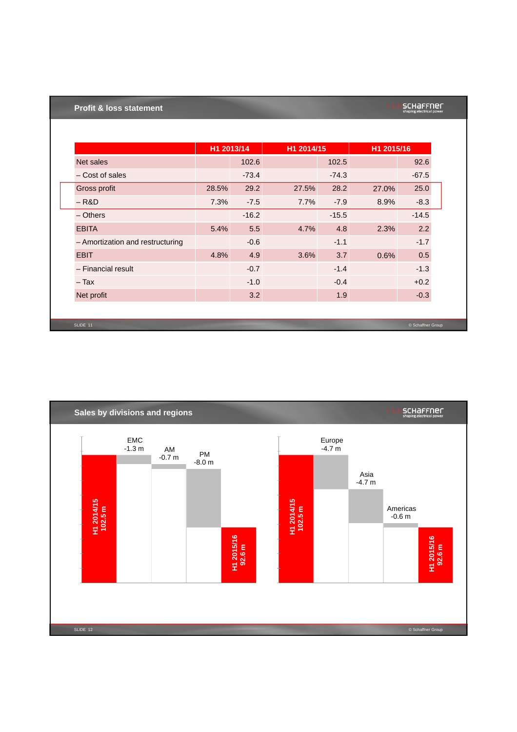## Profit & loss statement

| | H1 2013/14 | | H1 2014/15 | | H1 2015/16 | |
|---|---|---|---|---|---|---|
| Net sales | | 102.6 | | 102.5 | | 92.6 |
| – Cost of sales | | -73.4 | | -74.3 | | -67.5 |
| Gross profit | 28.5% | 29.2 | 27.5% | 28.2 | 27.0% | 25.0 |
| – R&D | 7.3% | -7.5 | 7.7% | -7.9 | 8.9% | -8.3 |
| – Others | | -16.2 | | -15.5 | | -14.5 |
| EBITA | 5.4% | 5.5 | 4.7% | 4.8 | 2.3% | 2.2 |
| – Amortization and restructuring | | -0.6 | | -1.1 | | -1.7 |
| EBIT | 4.8% | 4.9 | 3.6% | 3.7 | 0.6% | 0.5 |
| – Financial result | | -0.7 | | -1.4 | | -1.3 |
| – Tax | | -1.0 | | -0.4 | | +0.2 |
| Net profit | | 3.2 | | 1.9 | | -0.3 |

## Sales by divisions and regions

**By divisions:** H1 2014/15 102.5 m → EMC -1.3 m → AM -0.7 m → PM -8.0 m → H1 2015/16 92.6 m

**By regions:** H1 2014/15 102.5 m → Europe -4.7 m → Asia -4.7 m → Americas -0.6 m → H1 2015/16 92.6 m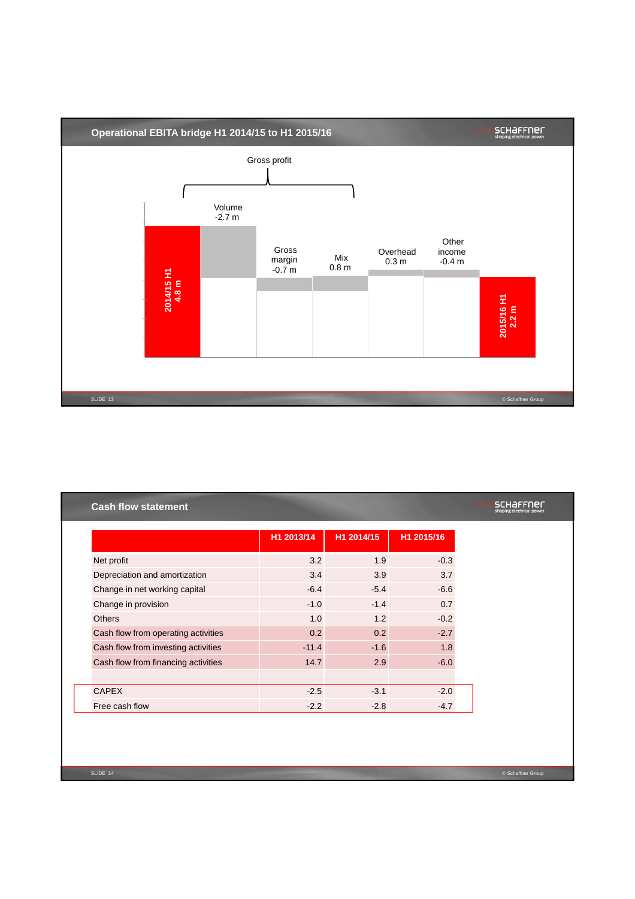## Operational EBITA bridge H1 2014/15 to H1 2015/16

Gross profit

| | Value |
|---|---|
| 2014/15 H1 | 4.8 m |
| Volume | -2.7 m |
| Gross margin | -0.7 m |
| Mix | 0.8 m |
| Overhead | 0.3 m |
| Other income | -0.4 m |
| 2015/16 H1 | 2.2 m |

## Cash flow statement

| | H1 2013/14 | H1 2014/15 | H1 2015/16 |
|---|---|---|---|
| Net profit | 3.2 | 1.9 | -0.3 |
| Depreciation and amortization | 3.4 | 3.9 | 3.7 |
| Change in net working capital | -6.4 | -5.4 | -6.6 |
| Change in provision | -1.0 | -1.4 | 0.7 |
| Others | 1.0 | 1.2 | -0.2 |
| Cash flow from operating activities | 0.2 | 0.2 | -2.7 |
| Cash flow from investing activities | -11.4 | -1.6 | 1.8 |
| Cash flow from financing activities | 14.7 | 2.9 | -6.0 |
| | | | |
| CAPEX | -2.5 | -3.1 | -2.0 |
| Free cash flow | -2.2 | -2.8 | -4.7 |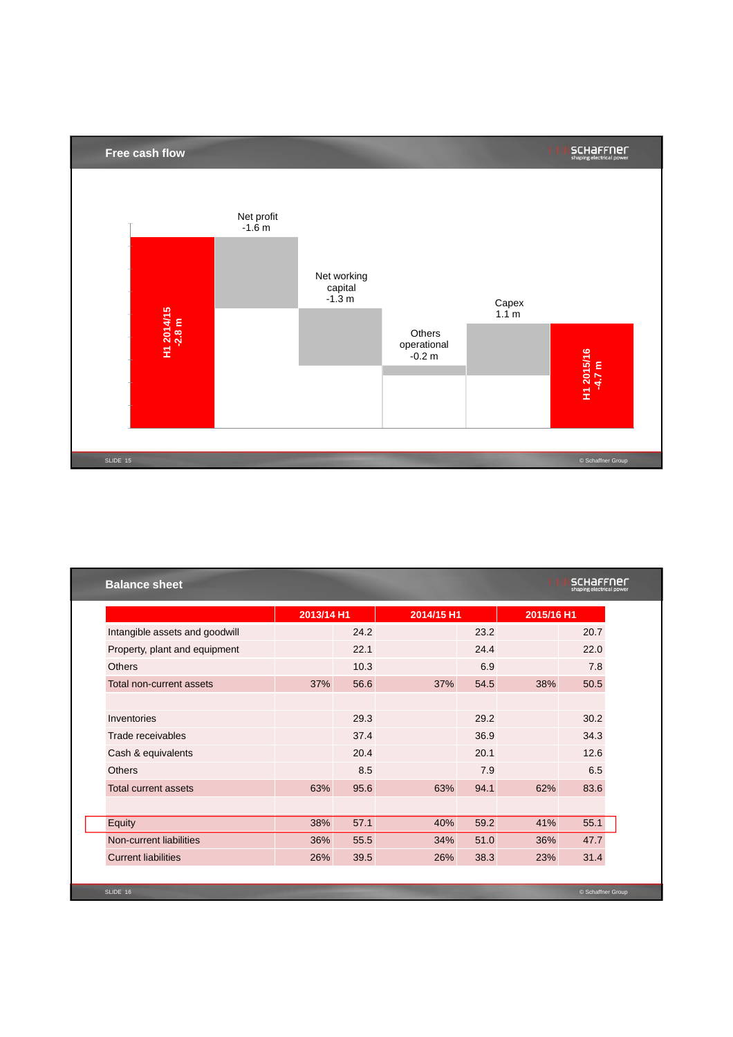## Free cash flow

H1 2014/15 -2.8 m

Net profit -1.6 m

Net working capital -1.3 m

Others operational -0.2 m

Capex 1.1 m

H1 2015/16 -4.7 m

## Balance sheet

| | 2013/14 H1 | | 2014/15 H1 | | 2015/16 H1 | |
|---|---|---|---|---|---|---|
| Intangible assets and goodwill | | 24.2 | | 23.2 | | 20.7 |
| Property, plant and equipment | | 22.1 | | 24.4 | | 22.0 |
| Others | | 10.3 | | 6.9 | | 7.8 |
| Total non-current assets | 37% | 56.6 | 37% | 54.5 | 38% | 50.5 |
| | | | | | | |
| Inventories | | 29.3 | | 29.2 | | 30.2 |
| Trade receivables | | 37.4 | | 36.9 | | 34.3 |
| Cash & equivalents | | 20.4 | | 20.1 | | 12.6 |
| Others | | 8.5 | | 7.9 | | 6.5 |
| Total current assets | 63% | 95.6 | 63% | 94.1 | 62% | 83.6 |
| | | | | | | |
| Equity | 38% | 57.1 | 40% | 59.2 | 41% | 55.1 |
| Non-current liabilities | 36% | 55.5 | 34% | 51.0 | 36% | 47.7 |
| Current liabilities | 26% | 39.5 | 26% | 38.3 | 23% | 31.4 |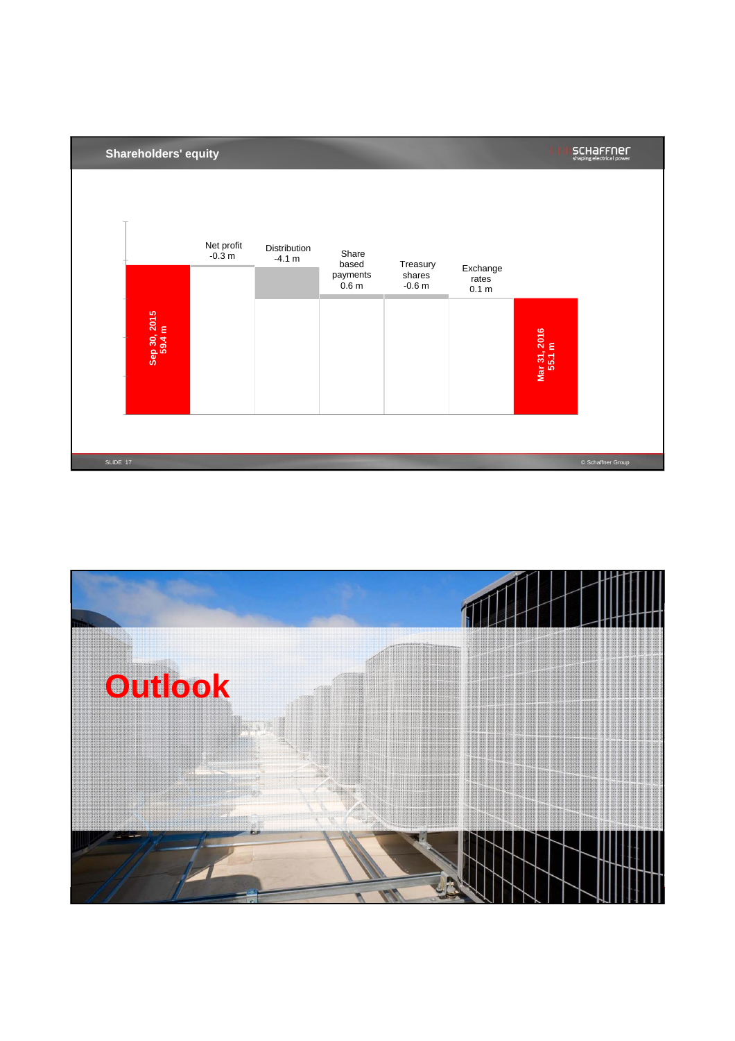## Shareholders' equity

- Sep 30, 2015: 59.4 m
- Net profit: -0.3 m
- Distribution: -4.1 m
- Share based payments: 0.6 m
- Treasury shares: -0.6 m
- Exchange rates: 0.1 m
- Mar 31, 2016: 55.1 m

# Outlook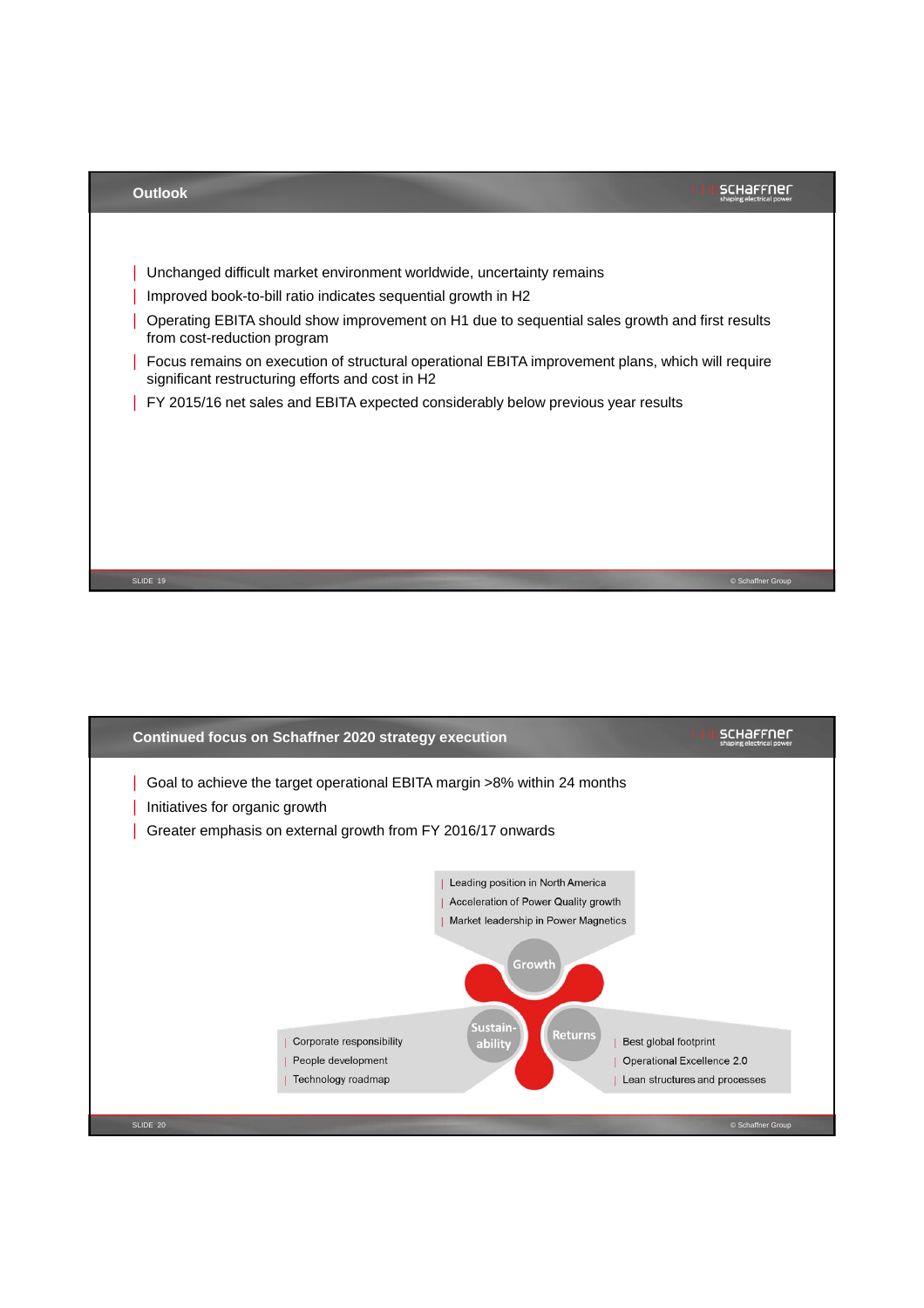## Outlook

- Unchanged difficult market environment worldwide, uncertainty remains
- Improved book-to-bill ratio indicates sequential growth in H2
- Operating EBITA should show improvement on H1 due to sequential sales growth and first results from cost-reduction program
- Focus remains on execution of structural operational EBITA improvement plans, which will require significant restructuring efforts and cost in H2
- FY 2015/16 net sales and EBITA expected considerably below previous year results

## Continued focus on Schaffner 2020 strategy execution

- Goal to achieve the target operational EBITA margin >8% within 24 months
- Initiatives for organic growth
- Greater emphasis on external growth from FY 2016/17 onwards

**Growth**
- Leading position in North America
- Acceleration of Power Quality growth
- Market leadership in Power Magnetics

**Sustainability**
- Corporate responsibility
- People development
- Technology roadmap

**Returns**
- Best global footprint
- Operational Excellence 2.0
- Lean structures and processes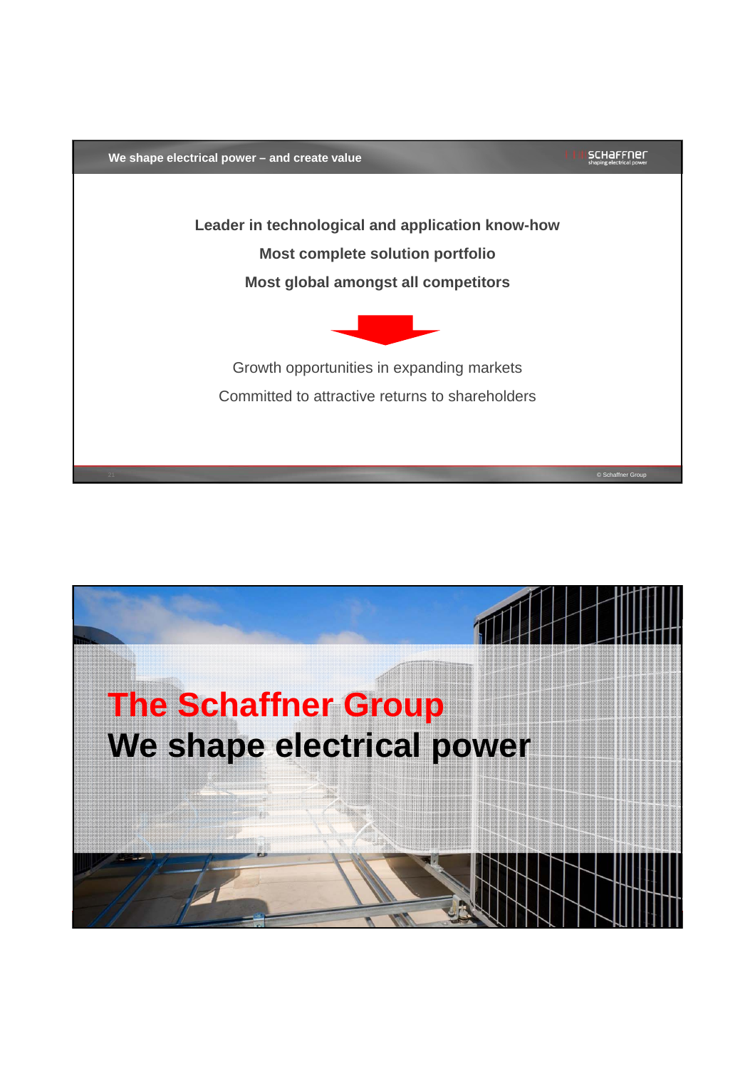## We shape electrical power – and create value

**Leader in technological and application know-how**

**Most complete solution portfolio**

**Most global amongst all competitors**

Growth opportunities in expanding markets

Committed to attractive returns to shareholders

# The Schaffner Group

# We shape electrical power